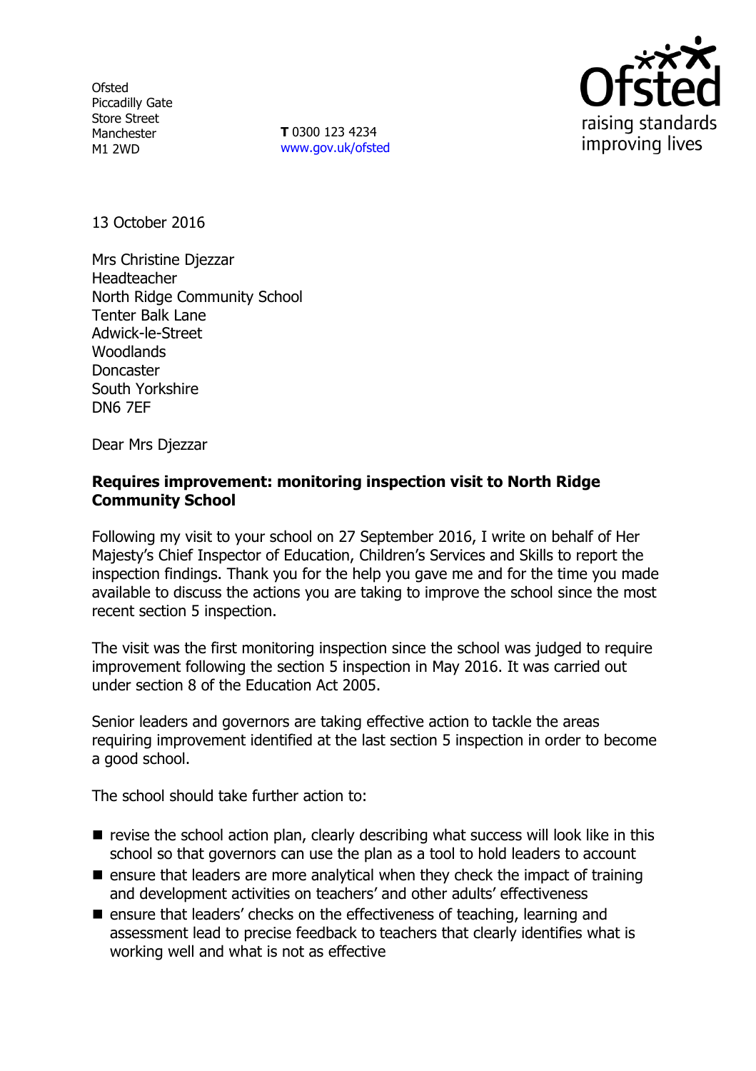Ofsted
Piccadilly Gate
Store Street
Manchester
M1 2WD

**T** 0300 123 4234
www.gov.uk/ofsted

13 October 2016

Mrs Christine Djezzar
Headteacher
North Ridge Community School
Tenter Balk Lane
Adwick-le-Street
Woodlands
Doncaster
South Yorkshire
DN6 7EF

Dear Mrs Djezzar

**Requires improvement: monitoring inspection visit to North Ridge Community School**

Following my visit to your school on 27 September 2016, I write on behalf of Her Majesty's Chief Inspector of Education, Children's Services and Skills to report the inspection findings. Thank you for the help you gave me and for the time you made available to discuss the actions you are taking to improve the school since the most recent section 5 inspection.

The visit was the first monitoring inspection since the school was judged to require improvement following the section 5 inspection in May 2016. It was carried out under section 8 of the Education Act 2005.

Senior leaders and governors are taking effective action to tackle the areas requiring improvement identified at the last section 5 inspection in order to become a good school.

The school should take further action to:

- revise the school action plan, clearly describing what success will look like in this school so that governors can use the plan as a tool to hold leaders to account
- ensure that leaders are more analytical when they check the impact of training and development activities on teachers' and other adults' effectiveness
- ensure that leaders' checks on the effectiveness of teaching, learning and assessment lead to precise feedback to teachers that clearly identifies what is working well and what is not as effective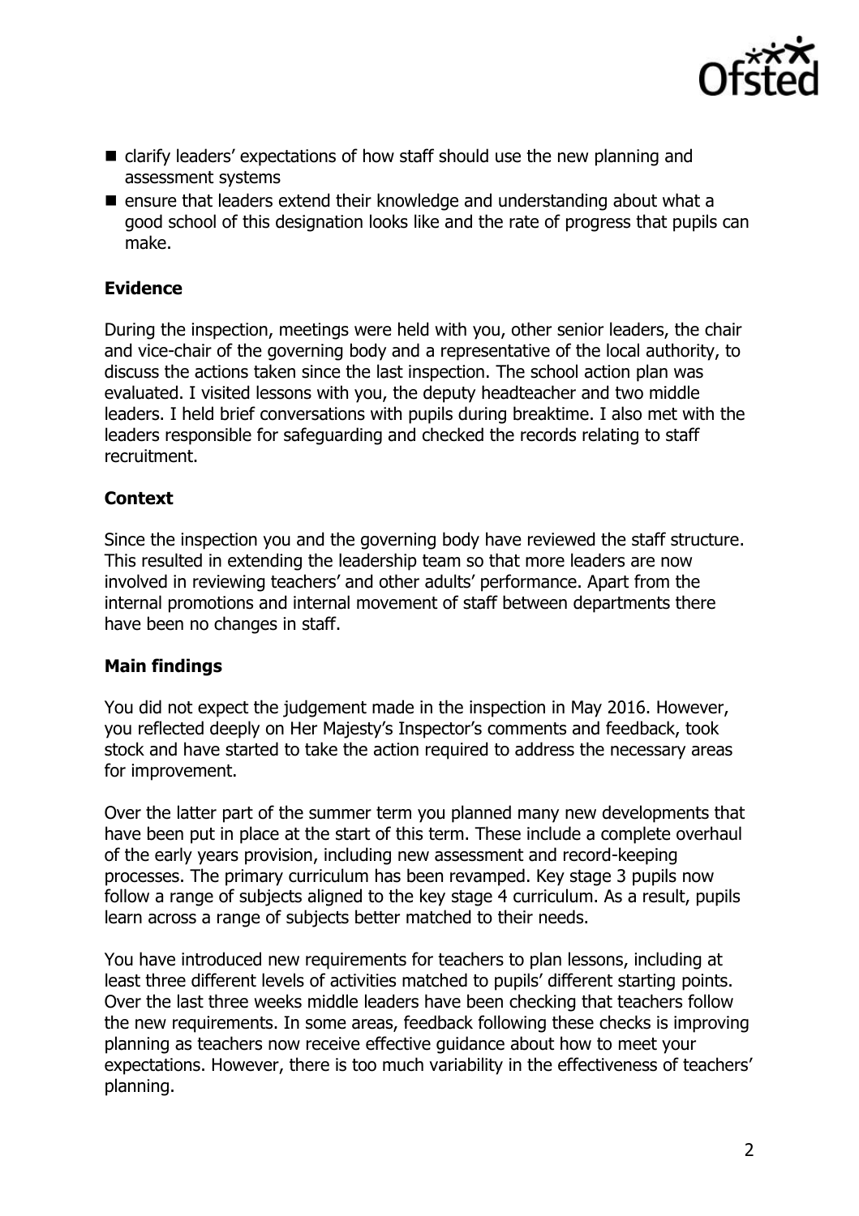- clarify leaders' expectations of how staff should use the new planning and assessment systems
- ensure that leaders extend their knowledge and understanding about what a good school of this designation looks like and the rate of progress that pupils can make.

### Evidence

During the inspection, meetings were held with you, other senior leaders, the chair and vice-chair of the governing body and a representative of the local authority, to discuss the actions taken since the last inspection. The school action plan was evaluated. I visited lessons with you, the deputy headteacher and two middle leaders. I held brief conversations with pupils during breaktime. I also met with the leaders responsible for safeguarding and checked the records relating to staff recruitment.

### Context

Since the inspection you and the governing body have reviewed the staff structure. This resulted in extending the leadership team so that more leaders are now involved in reviewing teachers' and other adults' performance. Apart from the internal promotions and internal movement of staff between departments there have been no changes in staff.

### Main findings

You did not expect the judgement made in the inspection in May 2016. However, you reflected deeply on Her Majesty's Inspector's comments and feedback, took stock and have started to take the action required to address the necessary areas for improvement.

Over the latter part of the summer term you planned many new developments that have been put in place at the start of this term. These include a complete overhaul of the early years provision, including new assessment and record-keeping processes. The primary curriculum has been revamped. Key stage 3 pupils now follow a range of subjects aligned to the key stage 4 curriculum. As a result, pupils learn across a range of subjects better matched to their needs.

You have introduced new requirements for teachers to plan lessons, including at least three different levels of activities matched to pupils' different starting points. Over the last three weeks middle leaders have been checking that teachers follow the new requirements. In some areas, feedback following these checks is improving planning as teachers now receive effective guidance about how to meet your expectations. However, there is too much variability in the effectiveness of teachers' planning.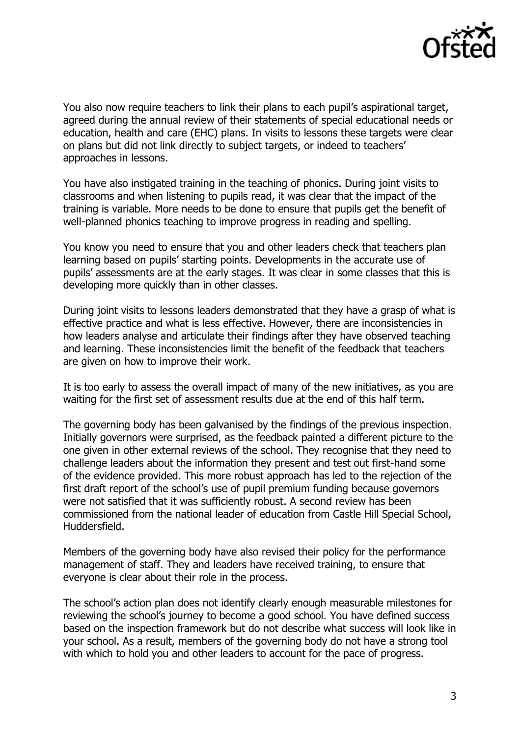You also now require teachers to link their plans to each pupil's aspirational target, agreed during the annual review of their statements of special educational needs or education, health and care (EHC) plans. In visits to lessons these targets were clear on plans but did not link directly to subject targets, or indeed to teachers' approaches in lessons.

You have also instigated training in the teaching of phonics. During joint visits to classrooms and when listening to pupils read, it was clear that the impact of the training is variable. More needs to be done to ensure that pupils get the benefit of well-planned phonics teaching to improve progress in reading and spelling.

You know you need to ensure that you and other leaders check that teachers plan learning based on pupils' starting points. Developments in the accurate use of pupils' assessments are at the early stages. It was clear in some classes that this is developing more quickly than in other classes.

During joint visits to lessons leaders demonstrated that they have a grasp of what is effective practice and what is less effective. However, there are inconsistencies in how leaders analyse and articulate their findings after they have observed teaching and learning. These inconsistencies limit the benefit of the feedback that teachers are given on how to improve their work.

It is too early to assess the overall impact of many of the new initiatives, as you are waiting for the first set of assessment results due at the end of this half term.

The governing body has been galvanised by the findings of the previous inspection. Initially governors were surprised, as the feedback painted a different picture to the one given in other external reviews of the school. They recognise that they need to challenge leaders about the information they present and test out first-hand some of the evidence provided. This more robust approach has led to the rejection of the first draft report of the school's use of pupil premium funding because governors were not satisfied that it was sufficiently robust. A second review has been commissioned from the national leader of education from Castle Hill Special School, Huddersfield.

Members of the governing body have also revised their policy for the performance management of staff. They and leaders have received training, to ensure that everyone is clear about their role in the process.

The school's action plan does not identify clearly enough measurable milestones for reviewing the school's journey to become a good school. You have defined success based on the inspection framework but do not describe what success will look like in your school. As a result, members of the governing body do not have a strong tool with which to hold you and other leaders to account for the pace of progress.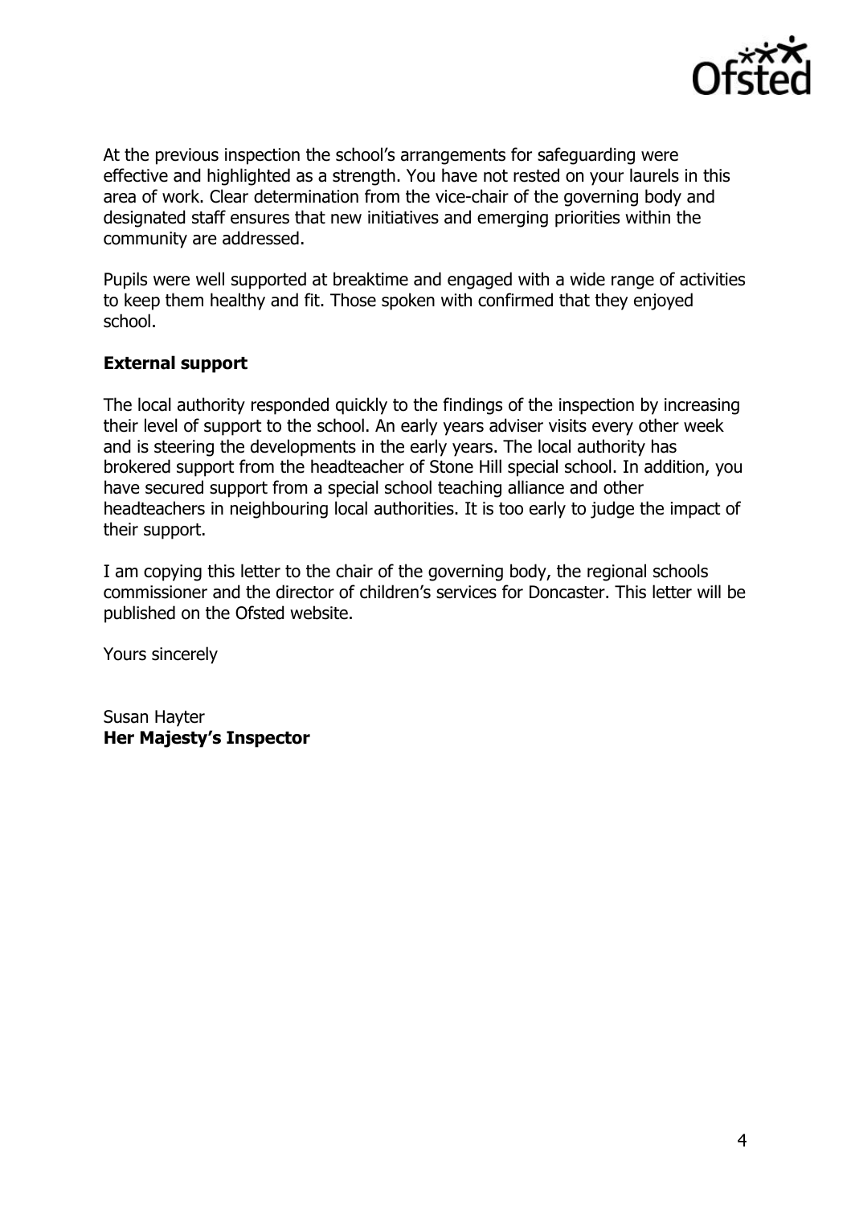At the previous inspection the school's arrangements for safeguarding were effective and highlighted as a strength. You have not rested on your laurels in this area of work. Clear determination from the vice-chair of the governing body and designated staff ensures that new initiatives and emerging priorities within the community are addressed.

Pupils were well supported at breaktime and engaged with a wide range of activities to keep them healthy and fit. Those spoken with confirmed that they enjoyed school.

### External support

The local authority responded quickly to the findings of the inspection by increasing their level of support to the school. An early years adviser visits every other week and is steering the developments in the early years. The local authority has brokered support from the headteacher of Stone Hill special school. In addition, you have secured support from a special school teaching alliance and other headteachers in neighbouring local authorities. It is too early to judge the impact of their support.

I am copying this letter to the chair of the governing body, the regional schools commissioner and the director of children's services for Doncaster. This letter will be published on the Ofsted website.

Yours sincerely

Susan Hayter
**Her Majesty's Inspector**